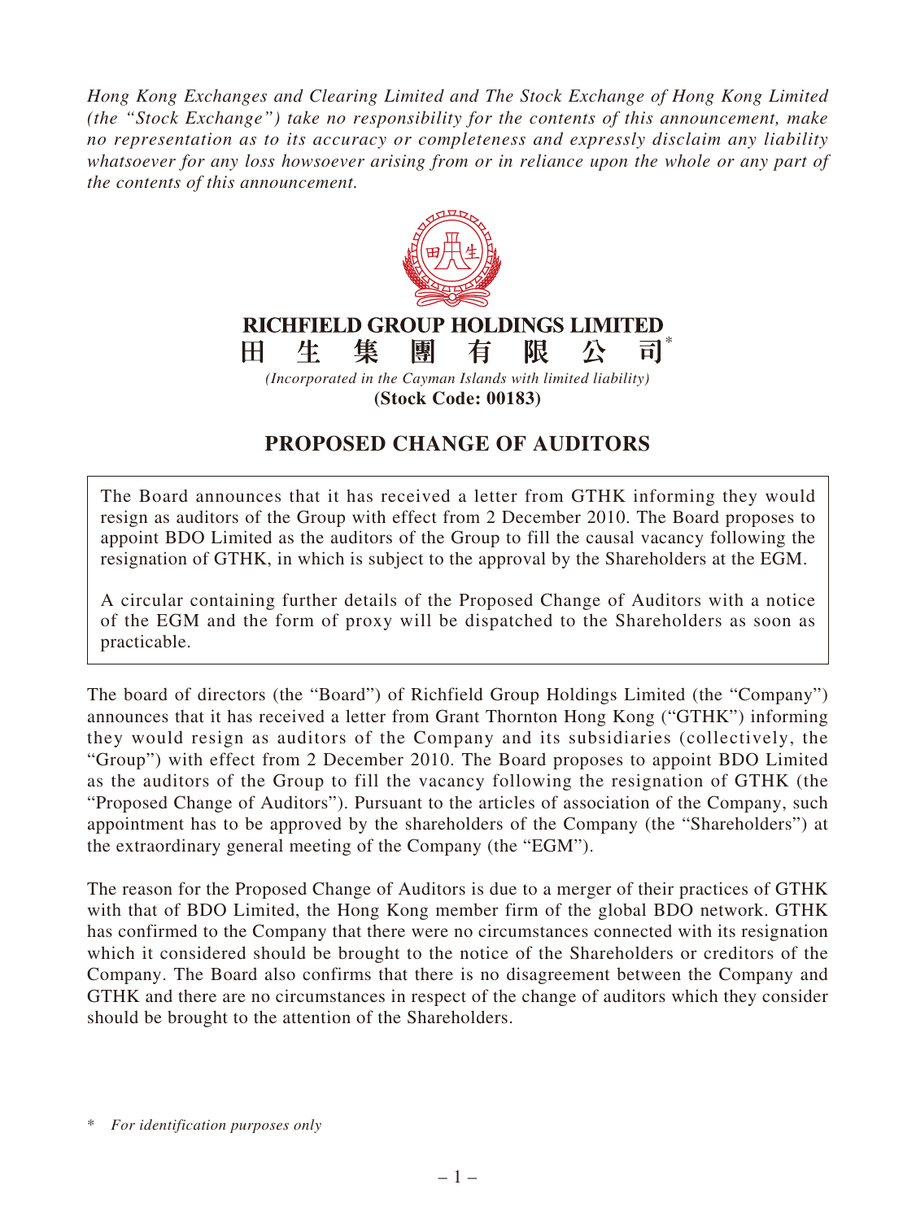*Hong Kong Exchanges and Clearing Limited and The Stock Exchange of Hong Kong Limited (the "Stock Exchange") take no responsibility for the contents of this announcement, make no representation as to its accuracy or completeness and expressly disclaim any liability whatsoever for any loss howsoever arising from or in reliance upon the whole or any part of the contents of this announcement.*

**RICHFIELD GROUP HOLDINGS LIMITED**

**田生集團有限公司***

*(Incorporated in the Cayman Islands with limited liability)*

**(Stock Code: 00183)**

# PROPOSED CHANGE OF AUDITORS

The Board announces that it has received a letter from GTHK informing they would resign as auditors of the Group with effect from 2 December 2010. The Board proposes to appoint BDO Limited as the auditors of the Group to fill the causal vacancy following the resignation of GTHK, in which is subject to the approval by the Shareholders at the EGM.

A circular containing further details of the Proposed Change of Auditors with a notice of the EGM and the form of proxy will be dispatched to the Shareholders as soon as practicable.

The board of directors (the "Board") of Richfield Group Holdings Limited (the "Company") announces that it has received a letter from Grant Thornton Hong Kong ("GTHK") informing they would resign as auditors of the Company and its subsidiaries (collectively, the "Group") with effect from 2 December 2010. The Board proposes to appoint BDO Limited as the auditors of the Group to fill the vacancy following the resignation of GTHK (the "Proposed Change of Auditors"). Pursuant to the articles of association of the Company, such appointment has to be approved by the shareholders of the Company (the "Shareholders") at the extraordinary general meeting of the Company (the "EGM").

The reason for the Proposed Change of Auditors is due to a merger of their practices of GTHK with that of BDO Limited, the Hong Kong member firm of the global BDO network. GTHK has confirmed to the Company that there were no circumstances connected with its resignation which it considered should be brought to the notice of the Shareholders or creditors of the Company. The Board also confirms that there is no disagreement between the Company and GTHK and there are no circumstances in respect of the change of auditors which they consider should be brought to the attention of the Shareholders.

\* *For identification purposes only*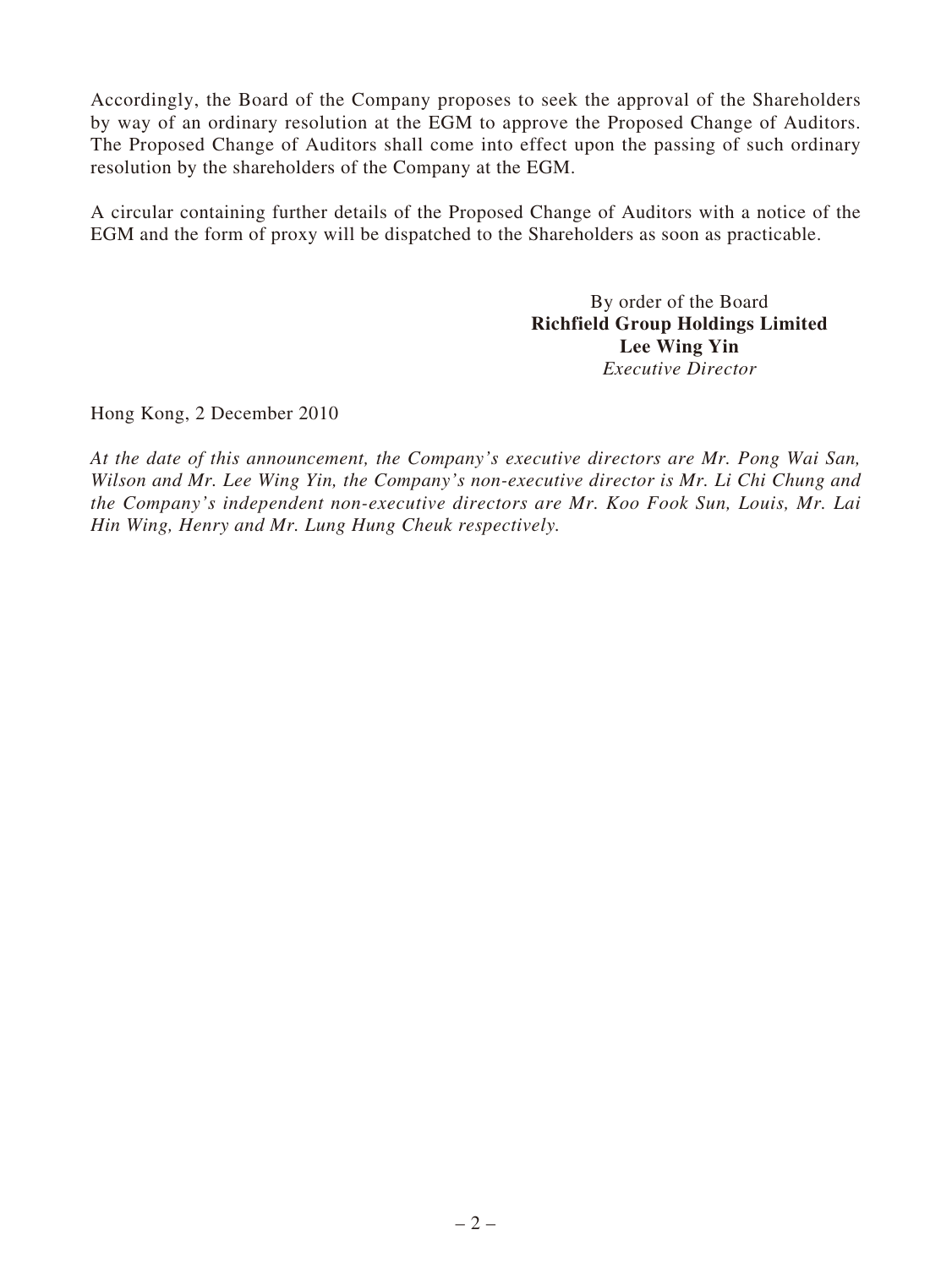Accordingly, the Board of the Company proposes to seek the approval of the Shareholders by way of an ordinary resolution at the EGM to approve the Proposed Change of Auditors. The Proposed Change of Auditors shall come into effect upon the passing of such ordinary resolution by the shareholders of the Company at the EGM.

A circular containing further details of the Proposed Change of Auditors with a notice of the EGM and the form of proxy will be dispatched to the Shareholders as soon as practicable.

By order of the Board  
**Richfield Group Holdings Limited**  
**Lee Wing Yin**  
*Executive Director*

Hong Kong, 2 December 2010

*At the date of this announcement, the Company's executive directors are Mr. Pong Wai San, Wilson and Mr. Lee Wing Yin, the Company's non-executive director is Mr. Li Chi Chung and the Company's independent non-executive directors are Mr. Koo Fook Sun, Louis, Mr. Lai Hin Wing, Henry and Mr. Lung Hung Cheuk respectively.*